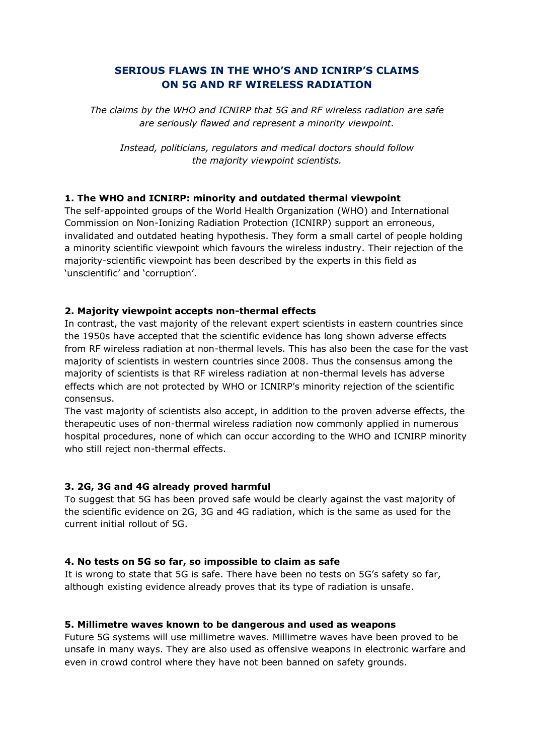# SERIOUS FLAWS IN THE WHO'S AND ICNIRP'S CLAIMS ON 5G AND RF WIRELESS RADIATION

*The claims by the WHO and ICNIRP that 5G and RF wireless radiation are safe are seriously flawed and represent a minority viewpoint.*

*Instead, politicians, regulators and medical doctors should follow the majority viewpoint scientists.*

### 1. The WHO and ICNIRP: minority and outdated thermal viewpoint

The self-appointed groups of the World Health Organization (WHO) and International Commission on Non-Ionizing Radiation Protection (ICNIRP) support an erroneous, invalidated and outdated heating hypothesis. They form a small cartel of people holding a minority scientific viewpoint which favours the wireless industry. Their rejection of the majority-scientific viewpoint has been described by the experts in this field as 'unscientific' and 'corruption'.

### 2. Majority viewpoint accepts non-thermal effects

In contrast, the vast majority of the relevant expert scientists in eastern countries since the 1950s have accepted that the scientific evidence has long shown adverse effects from RF wireless radiation at non-thermal levels. This has also been the case for the vast majority of scientists in western countries since 2008. Thus the consensus among the majority of scientists is that RF wireless radiation at non-thermal levels has adverse effects which are not protected by WHO or ICNIRP's minority rejection of the scientific consensus.

The vast majority of scientists also accept, in addition to the proven adverse effects, the therapeutic uses of non-thermal wireless radiation now commonly applied in numerous hospital procedures, none of which can occur according to the WHO and ICNIRP minority who still reject non-thermal effects.

### 3. 2G, 3G and 4G already proved harmful

To suggest that 5G has been proved safe would be clearly against the vast majority of the scientific evidence on 2G, 3G and 4G radiation, which is the same as used for the current initial rollout of 5G.

### 4. No tests on 5G so far, so impossible to claim as safe

It is wrong to state that 5G is safe. There have been no tests on 5G's safety so far, although existing evidence already proves that its type of radiation is unsafe.

### 5. Millimetre waves known to be dangerous and used as weapons

Future 5G systems will use millimetre waves. Millimetre waves have been proved to be unsafe in many ways. They are also used as offensive weapons in electronic warfare and even in crowd control where they have not been banned on safety grounds.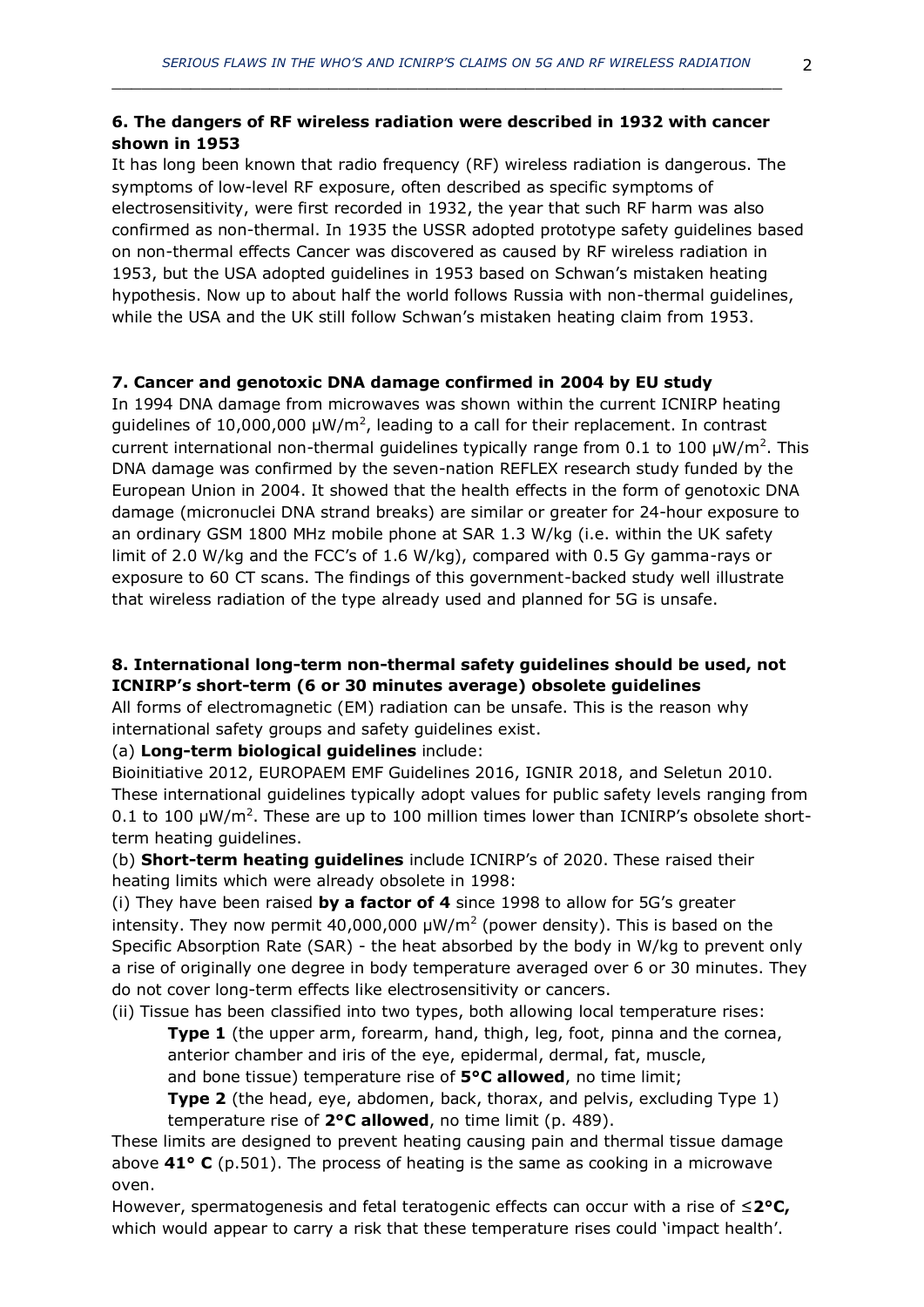### 6. The dangers of RF wireless radiation were described in 1932 with cancer shown in 1953

It has long been known that radio frequency (RF) wireless radiation is dangerous. The symptoms of low-level RF exposure, often described as specific symptoms of electrosensitivity, were first recorded in 1932, the year that such RF harm was also confirmed as non-thermal. In 1935 the USSR adopted prototype safety guidelines based on non-thermal effects Cancer was discovered as caused by RF wireless radiation in 1953, but the USA adopted guidelines in 1953 based on Schwan's mistaken heating hypothesis. Now up to about half the world follows Russia with non-thermal guidelines, while the USA and the UK still follow Schwan's mistaken heating claim from 1953.

### 7. Cancer and genotoxic DNA damage confirmed in 2004 by EU study

In 1994 DNA damage from microwaves was shown within the current ICNIRP heating guidelines of 10,000,000 $\mu W/m^2$, leading to a call for their replacement. In contrast current international non-thermal guidelines typically range from 0.1 to 100 $\mu W/m^2$. This DNA damage was confirmed by the seven-nation REFLEX research study funded by the European Union in 2004. It showed that the health effects in the form of genotoxic DNA damage (micronuclei DNA strand breaks) are similar or greater for 24-hour exposure to an ordinary GSM 1800 MHz mobile phone at SAR 1.3 W/kg (i.e. within the UK safety limit of 2.0 W/kg and the FCC's of 1.6 W/kg), compared with 0.5 Gy gamma-rays or exposure to 60 CT scans. The findings of this government-backed study well illustrate that wireless radiation of the type already used and planned for 5G is unsafe.

### 8. International long-term non-thermal safety guidelines should be used, not ICNIRP's short-term (6 or 30 minutes average) obsolete guidelines

All forms of electromagnetic (EM) radiation can be unsafe. This is the reason why international safety groups and safety guidelines exist.

(a) **Long-term biological guidelines** include:

Bioinitiative 2012, EUROPAEM EMF Guidelines 2016, IGNIR 2018, and Seletun 2010. These international guidelines typically adopt values for public safety levels ranging from 0.1 to 100 $\mu W/m^2$. These are up to 100 million times lower than ICNIRP's obsolete short-term heating guidelines.

(b) **Short-term heating guidelines** include ICNIRP's of 2020. These raised their heating limits which were already obsolete in 1998:

(i) They have been raised **by a factor of 4** since 1998 to allow for 5G's greater intensity. They now permit 40,000,000 $\mu W/m^2$ (power density). This is based on the Specific Absorption Rate (SAR) - the heat absorbed by the body in W/kg to prevent only a rise of originally one degree in body temperature averaged over 6 or 30 minutes. They do not cover long-term effects like electrosensitivity or cancers.

(ii) Tissue has been classified into two types, both allowing local temperature rises:

**Type 1** (the upper arm, forearm, hand, thigh, leg, foot, pinna and the cornea, anterior chamber and iris of the eye, epidermal, dermal, fat, muscle, and bone tissue) temperature rise of **5°C allowed**, no time limit;

**Type 2** (the head, eye, abdomen, back, thorax, and pelvis, excluding Type 1) temperature rise of **2°C allowed**, no time limit (p. 489).

These limits are designed to prevent heating causing pain and thermal tissue damage above **41° C** (p.501). The process of heating is the same as cooking in a microwave oven.

However, spermatogenesis and fetal teratogenic effects can occur with a rise of ≤**2°C,** which would appear to carry a risk that these temperature rises could 'impact health'.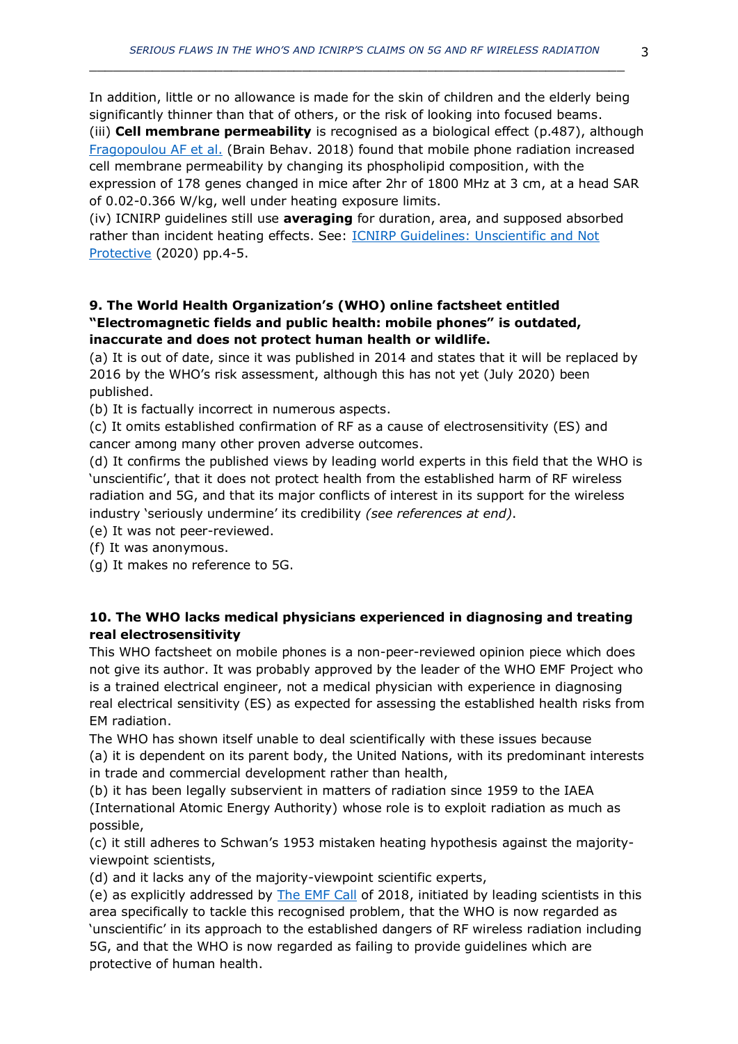In addition, little or no allowance is made for the skin of children and the elderly being significantly thinner than that of others, or the risk of looking into focused beams.

(iii) **Cell membrane permeability** is recognised as a biological effect (p.487), although Fragopoulou AF et al. (Brain Behav. 2018) found that mobile phone radiation increased cell membrane permeability by changing its phospholipid composition, with the expression of 178 genes changed in mice after 2hr of 1800 MHz at 3 cm, at a head SAR of 0.02-0.366 W/kg, well under heating exposure limits.

(iv) ICNIRP guidelines still use **averaging** for duration, area, and supposed absorbed rather than incident heating effects. See: ICNIRP Guidelines: Unscientific and Not Protective (2020) pp.4-5.

**9. The World Health Organization's (WHO) online factsheet entitled "Electromagnetic fields and public health: mobile phones" is outdated, inaccurate and does not protect human health or wildlife.**

(a) It is out of date, since it was published in 2014 and states that it will be replaced by 2016 by the WHO's risk assessment, although this has not yet (July 2020) been published.

(b) It is factually incorrect in numerous aspects.

(c) It omits established confirmation of RF as a cause of electrosensitivity (ES) and cancer among many other proven adverse outcomes.

(d) It confirms the published views by leading world experts in this field that the WHO is 'unscientific', that it does not protect health from the established harm of RF wireless radiation and 5G, and that its major conflicts of interest in its support for the wireless industry 'seriously undermine' its credibility *(see references at end)*.

(e) It was not peer-reviewed.

(f) It was anonymous.

(g) It makes no reference to 5G.

**10. The WHO lacks medical physicians experienced in diagnosing and treating real electrosensitivity**

This WHO factsheet on mobile phones is a non-peer-reviewed opinion piece which does not give its author. It was probably approved by the leader of the WHO EMF Project who is a trained electrical engineer, not a medical physician with experience in diagnosing real electrical sensitivity (ES) as expected for assessing the established health risks from EM radiation.

The WHO has shown itself unable to deal scientifically with these issues because

(a) it is dependent on its parent body, the United Nations, with its predominant interests in trade and commercial development rather than health,

(b) it has been legally subservient in matters of radiation since 1959 to the IAEA (International Atomic Energy Authority) whose role is to exploit radiation as much as possible,

(c) it still adheres to Schwan's 1953 mistaken heating hypothesis against the majority-viewpoint scientists,

(d) and it lacks any of the majority-viewpoint scientific experts,

(e) as explicitly addressed by The EMF Call of 2018, initiated by leading scientists in this area specifically to tackle this recognised problem, that the WHO is now regarded as 'unscientific' in its approach to the established dangers of RF wireless radiation including 5G, and that the WHO is now regarded as failing to provide guidelines which are protective of human health.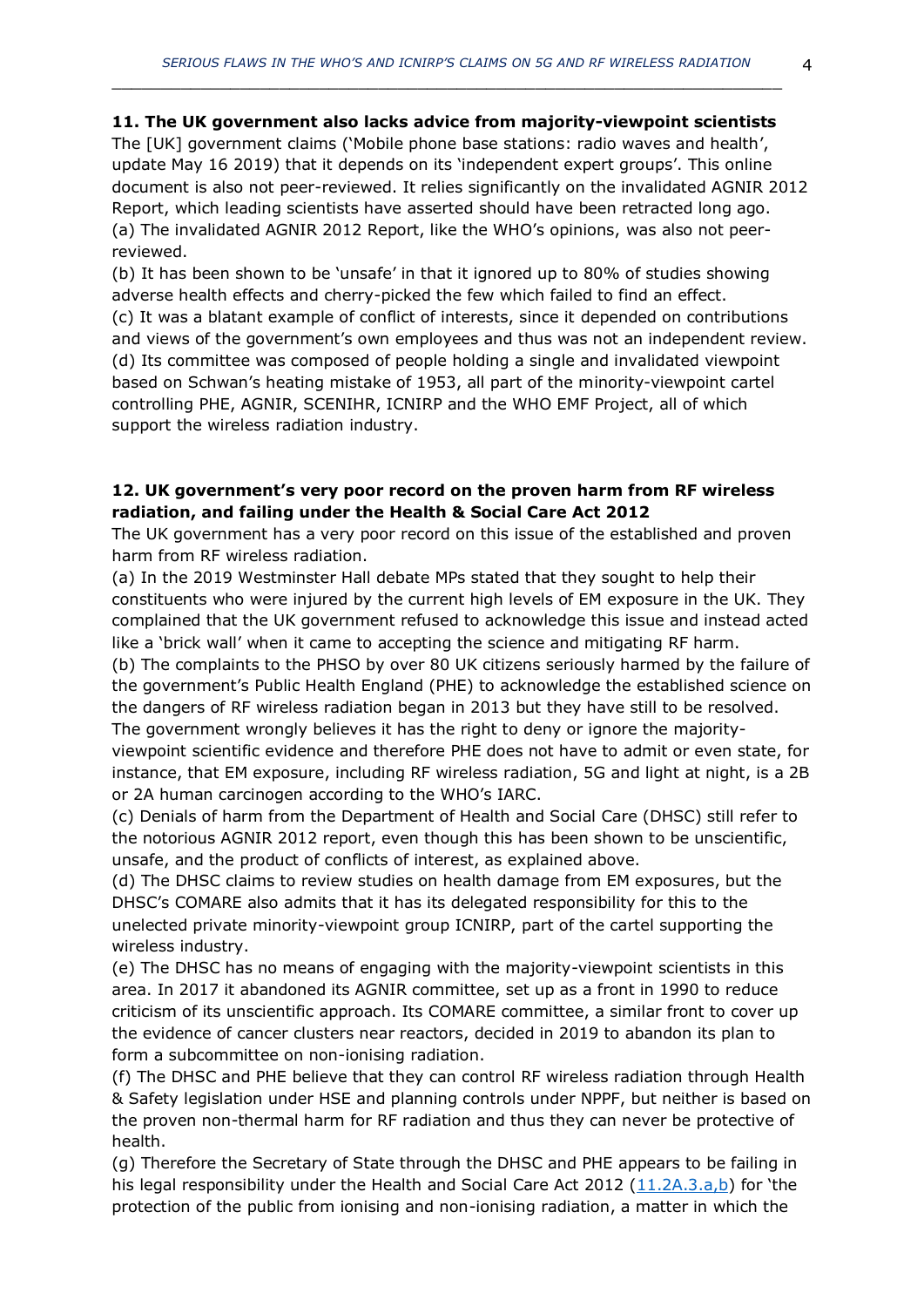**11. The UK government also lacks advice from majority-viewpoint scientists**

The [UK] government claims ('Mobile phone base stations: radio waves and health', update May 16 2019) that it depends on its 'independent expert groups'. This online document is also not peer-reviewed. It relies significantly on the invalidated AGNIR 2012 Report, which leading scientists have asserted should have been retracted long ago.

(a) The invalidated AGNIR 2012 Report, like the WHO's opinions, was also not peer-reviewed.

(b) It has been shown to be 'unsafe' in that it ignored up to 80% of studies showing adverse health effects and cherry-picked the few which failed to find an effect.

(c) It was a blatant example of conflict of interests, since it depended on contributions and views of the government's own employees and thus was not an independent review.

(d) Its committee was composed of people holding a single and invalidated viewpoint based on Schwan's heating mistake of 1953, all part of the minority-viewpoint cartel controlling PHE, AGNIR, SCENIHR, ICNIRP and the WHO EMF Project, all of which support the wireless radiation industry.

**12. UK government's very poor record on the proven harm from RF wireless radiation, and failing under the Health & Social Care Act 2012**

The UK government has a very poor record on this issue of the established and proven harm from RF wireless radiation.

(a) In the 2019 Westminster Hall debate MPs stated that they sought to help their constituents who were injured by the current high levels of EM exposure in the UK. They complained that the UK government refused to acknowledge this issue and instead acted like a 'brick wall' when it came to accepting the science and mitigating RF harm.

(b) The complaints to the PHSO by over 80 UK citizens seriously harmed by the failure of the government's Public Health England (PHE) to acknowledge the established science on the dangers of RF wireless radiation began in 2013 but they have still to be resolved. The government wrongly believes it has the right to deny or ignore the majority-viewpoint scientific evidence and therefore PHE does not have to admit or even state, for instance, that EM exposure, including RF wireless radiation, 5G and light at night, is a 2B or 2A human carcinogen according to the WHO's IARC.

(c) Denials of harm from the Department of Health and Social Care (DHSC) still refer to the notorious AGNIR 2012 report, even though this has been shown to be unscientific, unsafe, and the product of conflicts of interest, as explained above.

(d) The DHSC claims to review studies on health damage from EM exposures, but the DHSC's COMARE also admits that it has its delegated responsibility for this to the unelected private minority-viewpoint group ICNIRP, part of the cartel supporting the wireless industry.

(e) The DHSC has no means of engaging with the majority-viewpoint scientists in this area. In 2017 it abandoned its AGNIR committee, set up as a front in 1990 to reduce criticism of its unscientific approach. Its COMARE committee, a similar front to cover up the evidence of cancer clusters near reactors, decided in 2019 to abandon its plan to form a subcommittee on non-ionising radiation.

(f) The DHSC and PHE believe that they can control RF wireless radiation through Health & Safety legislation under HSE and planning controls under NPPF, but neither is based on the proven non-thermal harm for RF radiation and thus they can never be protective of health.

(g) Therefore the Secretary of State through the DHSC and PHE appears to be failing in his legal responsibility under the Health and Social Care Act 2012 (11.2A.3.a,b) for 'the protection of the public from ionising and non-ionising radiation, a matter in which the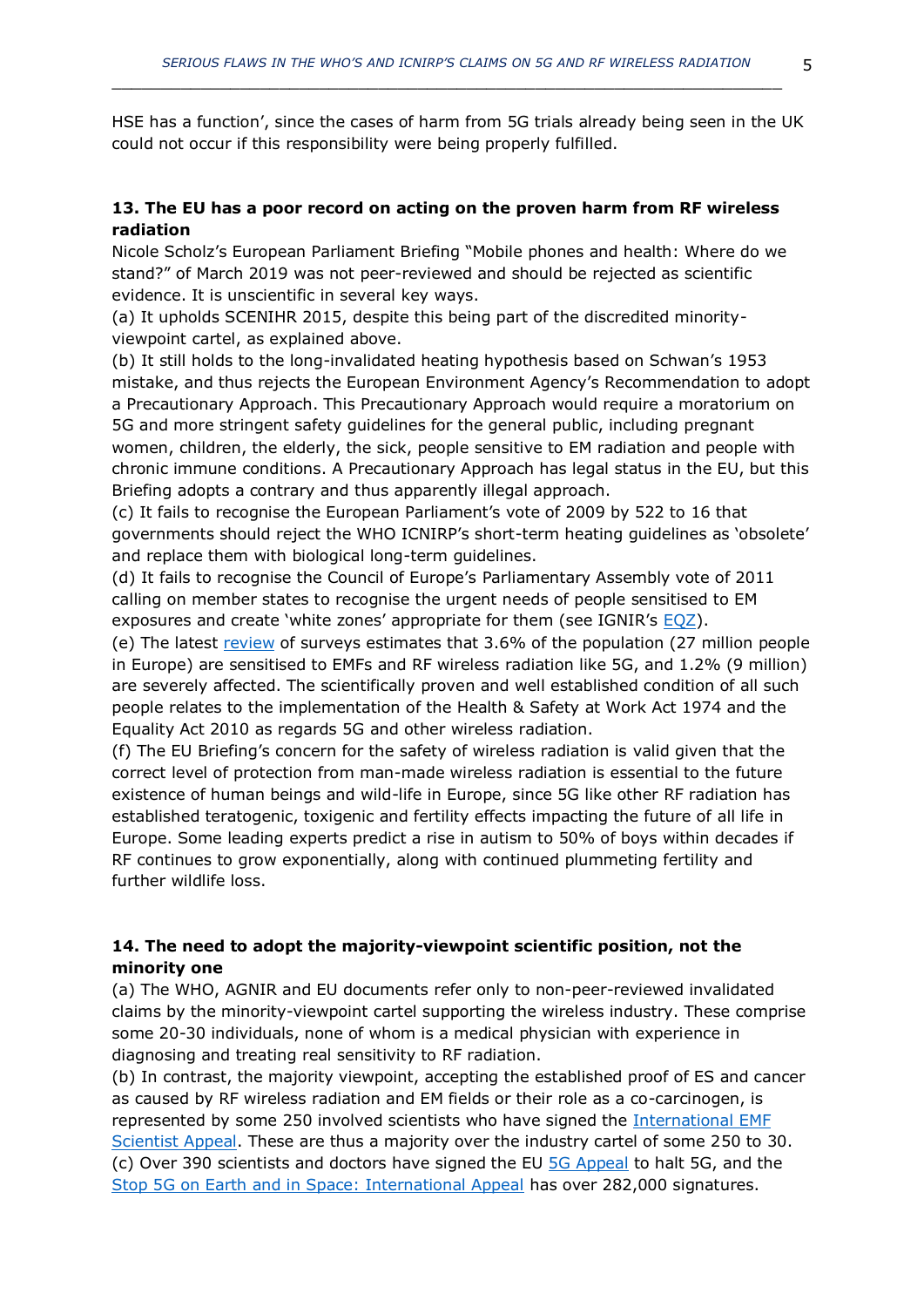HSE has a function', since the cases of harm from 5G trials already being seen in the UK could not occur if this responsibility were being properly fulfilled.

**13. The EU has a poor record on acting on the proven harm from RF wireless radiation**

Nicole Scholz's European Parliament Briefing "Mobile phones and health: Where do we stand?" of March 2019 was not peer-reviewed and should be rejected as scientific evidence. It is unscientific in several key ways.

(a) It upholds SCENIHR 2015, despite this being part of the discredited minority-viewpoint cartel, as explained above.

(b) It still holds to the long-invalidated heating hypothesis based on Schwan's 1953 mistake, and thus rejects the European Environment Agency's Recommendation to adopt a Precautionary Approach. This Precautionary Approach would require a moratorium on 5G and more stringent safety guidelines for the general public, including pregnant women, children, the elderly, the sick, people sensitive to EM radiation and people with chronic immune conditions. A Precautionary Approach has legal status in the EU, but this Briefing adopts a contrary and thus apparently illegal approach.

(c) It fails to recognise the European Parliament's vote of 2009 by 522 to 16 that governments should reject the WHO ICNIRP's short-term heating guidelines as 'obsolete' and replace them with biological long-term guidelines.

(d) It fails to recognise the Council of Europe's Parliamentary Assembly vote of 2011 calling on member states to recognise the urgent needs of people sensitised to EM exposures and create 'white zones' appropriate for them (see IGNIR's EQZ).

(e) The latest review of surveys estimates that 3.6% of the population (27 million people in Europe) are sensitised to EMFs and RF wireless radiation like 5G, and 1.2% (9 million) are severely affected. The scientifically proven and well established condition of all such people relates to the implementation of the Health & Safety at Work Act 1974 and the Equality Act 2010 as regards 5G and other wireless radiation.

(f) The EU Briefing's concern for the safety of wireless radiation is valid given that the correct level of protection from man-made wireless radiation is essential to the future existence of human beings and wild-life in Europe, since 5G like other RF radiation has established teratogenic, toxigenic and fertility effects impacting the future of all life in Europe. Some leading experts predict a rise in autism to 50% of boys within decades if RF continues to grow exponentially, along with continued plummeting fertility and further wildlife loss.

**14. The need to adopt the majority-viewpoint scientific position, not the minority one**

(a) The WHO, AGNIR and EU documents refer only to non-peer-reviewed invalidated claims by the minority-viewpoint cartel supporting the wireless industry. These comprise some 20-30 individuals, none of whom is a medical physician with experience in diagnosing and treating real sensitivity to RF radiation.

(b) In contrast, the majority viewpoint, accepting the established proof of ES and cancer as caused by RF wireless radiation and EM fields or their role as a co-carcinogen, is represented by some 250 involved scientists who have signed the International EMF Scientist Appeal. These are thus a majority over the industry cartel of some 250 to 30.

(c) Over 390 scientists and doctors have signed the EU 5G Appeal to halt 5G, and the Stop 5G on Earth and in Space: International Appeal has over 282,000 signatures.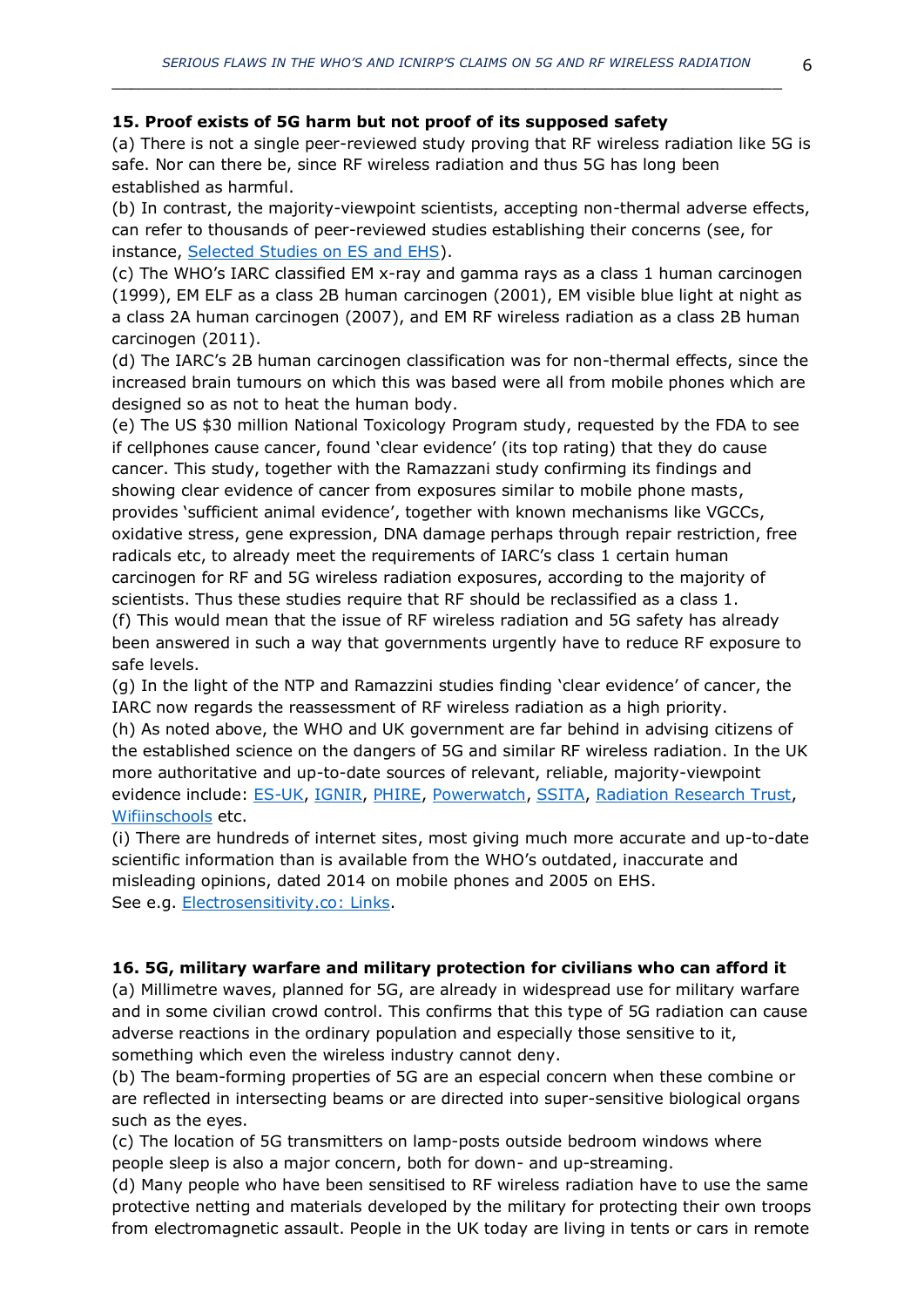**15. Proof exists of 5G harm but not proof of its supposed safety**

(a) There is not a single peer-reviewed study proving that RF wireless radiation like 5G is safe. Nor can there be, since RF wireless radiation and thus 5G has long been established as harmful.

(b) In contrast, the majority-viewpoint scientists, accepting non-thermal adverse effects, can refer to thousands of peer-reviewed studies establishing their concerns (see, for instance, [Selected Studies on ES and EHS]).

(c) The WHO's IARC classified EM x-ray and gamma rays as a class 1 human carcinogen (1999), EM ELF as a class 2B human carcinogen (2001), EM visible blue light at night as a class 2A human carcinogen (2007), and EM RF wireless radiation as a class 2B human carcinogen (2011).

(d) The IARC's 2B human carcinogen classification was for non-thermal effects, since the increased brain tumours on which this was based were all from mobile phones which are designed so as not to heat the human body.

(e) The US $30 million National Toxicology Program study, requested by the FDA to see if cellphones cause cancer, found 'clear evidence' (its top rating) that they do cause cancer. This study, together with the Ramazzani study confirming its findings and showing clear evidence of cancer from exposures similar to mobile phone masts, provides 'sufficient animal evidence', together with known mechanisms like VGCCs, oxidative stress, gene expression, DNA damage perhaps through repair restriction, free radicals etc, to already meet the requirements of IARC's class 1 certain human carcinogen for RF and 5G wireless radiation exposures, according to the majority of scientists. Thus these studies require that RF should be reclassified as a class 1.

(f) This would mean that the issue of RF wireless radiation and 5G safety has already been answered in such a way that governments urgently have to reduce RF exposure to safe levels.

(g) In the light of the NTP and Ramazzini studies finding 'clear evidence' of cancer, the IARC now regards the reassessment of RF wireless radiation as a high priority.

(h) As noted above, the WHO and UK government are far behind in advising citizens of the established science on the dangers of 5G and similar RF wireless radiation. In the UK more authoritative and up-to-date sources of relevant, reliable, majority-viewpoint evidence include: [ES-UK], [IGNIR], [PHIRE], [Powerwatch], [SSITA], [Radiation Research Trust], [Wifiinschools] etc.

(i) There are hundreds of internet sites, most giving much more accurate and up-to-date scientific information than is available from the WHO's outdated, inaccurate and misleading opinions, dated 2014 on mobile phones and 2005 on EHS.
See e.g. [Electrosensitivity.co: Links].

**16. 5G, military warfare and military protection for civilians who can afford it**

(a) Millimetre waves, planned for 5G, are already in widespread use for military warfare and in some civilian crowd control. This confirms that this type of 5G radiation can cause adverse reactions in the ordinary population and especially those sensitive to it, something which even the wireless industry cannot deny.

(b) The beam-forming properties of 5G are an especial concern when these combine or are reflected in intersecting beams or are directed into super-sensitive biological organs such as the eyes.

(c) The location of 5G transmitters on lamp-posts outside bedroom windows where people sleep is also a major concern, both for down- and up-streaming.

(d) Many people who have been sensitised to RF wireless radiation have to use the same protective netting and materials developed by the military for protecting their own troops from electromagnetic assault. People in the UK today are living in tents or cars in remote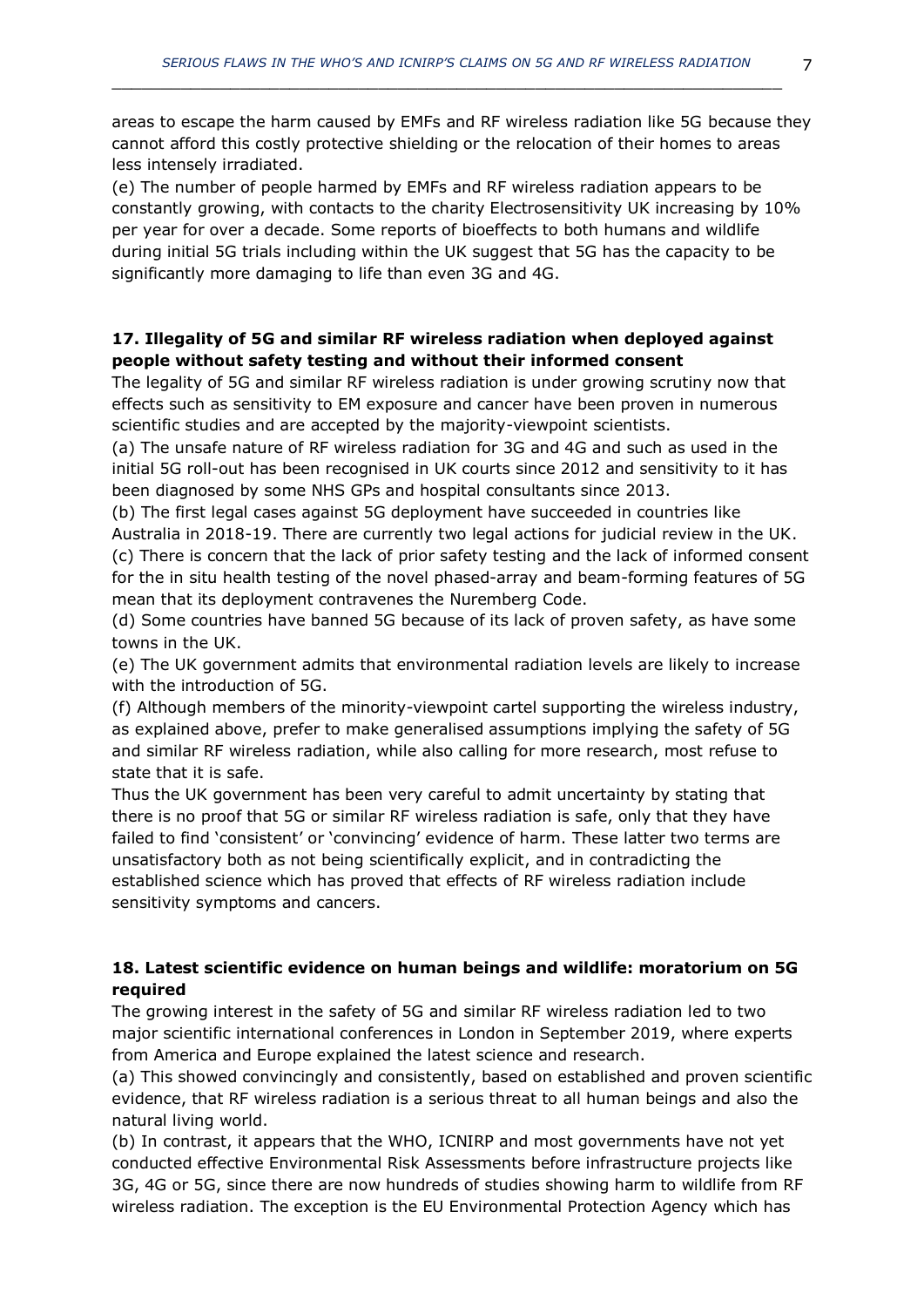areas to escape the harm caused by EMFs and RF wireless radiation like 5G because they cannot afford this costly protective shielding or the relocation of their homes to areas less intensely irradiated.

(e) The number of people harmed by EMFs and RF wireless radiation appears to be constantly growing, with contacts to the charity Electrosensitivity UK increasing by 10% per year for over a decade. Some reports of bioeffects to both humans and wildlife during initial 5G trials including within the UK suggest that 5G has the capacity to be significantly more damaging to life than even 3G and 4G.

**17. Illegality of 5G and similar RF wireless radiation when deployed against people without safety testing and without their informed consent**

The legality of 5G and similar RF wireless radiation is under growing scrutiny now that effects such as sensitivity to EM exposure and cancer have been proven in numerous scientific studies and are accepted by the majority-viewpoint scientists.

(a) The unsafe nature of RF wireless radiation for 3G and 4G and such as used in the initial 5G roll-out has been recognised in UK courts since 2012 and sensitivity to it has been diagnosed by some NHS GPs and hospital consultants since 2013.

(b) The first legal cases against 5G deployment have succeeded in countries like Australia in 2018-19. There are currently two legal actions for judicial review in the UK.

(c) There is concern that the lack of prior safety testing and the lack of informed consent for the in situ health testing of the novel phased-array and beam-forming features of 5G mean that its deployment contravenes the Nuremberg Code.

(d) Some countries have banned 5G because of its lack of proven safety, as have some towns in the UK.

(e) The UK government admits that environmental radiation levels are likely to increase with the introduction of 5G.

(f) Although members of the minority-viewpoint cartel supporting the wireless industry, as explained above, prefer to make generalised assumptions implying the safety of 5G and similar RF wireless radiation, while also calling for more research, most refuse to state that it is safe.

Thus the UK government has been very careful to admit uncertainty by stating that there is no proof that 5G or similar RF wireless radiation is safe, only that they have failed to find 'consistent' or 'convincing' evidence of harm. These latter two terms are unsatisfactory both as not being scientifically explicit, and in contradicting the established science which has proved that effects of RF wireless radiation include sensitivity symptoms and cancers.

**18. Latest scientific evidence on human beings and wildlife: moratorium on 5G required**

The growing interest in the safety of 5G and similar RF wireless radiation led to two major scientific international conferences in London in September 2019, where experts from America and Europe explained the latest science and research.

(a) This showed convincingly and consistently, based on established and proven scientific evidence, that RF wireless radiation is a serious threat to all human beings and also the natural living world.

(b) In contrast, it appears that the WHO, ICNIRP and most governments have not yet conducted effective Environmental Risk Assessments before infrastructure projects like 3G, 4G or 5G, since there are now hundreds of studies showing harm to wildlife from RF wireless radiation. The exception is the EU Environmental Protection Agency which has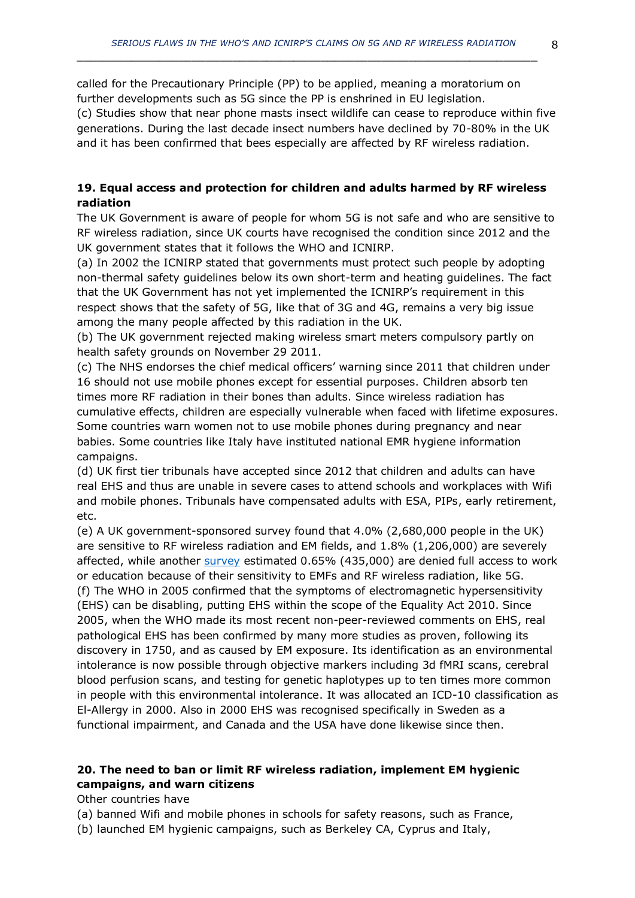called for the Precautionary Principle (PP) to be applied, meaning a moratorium on further developments such as 5G since the PP is enshrined in EU legislation.
(c) Studies show that near phone masts insect wildlife can cease to reproduce within five generations. During the last decade insect numbers have declined by 70-80% in the UK and it has been confirmed that bees especially are affected by RF wireless radiation.

**19. Equal access and protection for children and adults harmed by RF wireless radiation**

The UK Government is aware of people for whom 5G is not safe and who are sensitive to RF wireless radiation, since UK courts have recognised the condition since 2012 and the UK government states that it follows the WHO and ICNIRP.
(a) In 2002 the ICNIRP stated that governments must protect such people by adopting non-thermal safety guidelines below its own short-term and heating guidelines. The fact that the UK Government has not yet implemented the ICNIRP's requirement in this respect shows that the safety of 5G, like that of 3G and 4G, remains a very big issue among the many people affected by this radiation in the UK.
(b) The UK government rejected making wireless smart meters compulsory partly on health safety grounds on November 29 2011.
(c) The NHS endorses the chief medical officers' warning since 2011 that children under 16 should not use mobile phones except for essential purposes. Children absorb ten times more RF radiation in their bones than adults. Since wireless radiation has cumulative effects, children are especially vulnerable when faced with lifetime exposures. Some countries warn women not to use mobile phones during pregnancy and near babies. Some countries like Italy have instituted national EMR hygiene information campaigns.
(d) UK first tier tribunals have accepted since 2012 that children and adults can have real EHS and thus are unable in severe cases to attend schools and workplaces with Wifi and mobile phones. Tribunals have compensated adults with ESA, PIPs, early retirement, etc.
(e) A UK government-sponsored survey found that 4.0% (2,680,000 people in the UK) are sensitive to RF wireless radiation and EM fields, and 1.8% (1,206,000) are severely affected, while another survey estimated 0.65% (435,000) are denied full access to work or education because of their sensitivity to EMFs and RF wireless radiation, like 5G.
(f) The WHO in 2005 confirmed that the symptoms of electromagnetic hypersensitivity (EHS) can be disabling, putting EHS within the scope of the Equality Act 2010. Since 2005, when the WHO made its most recent non-peer-reviewed comments on EHS, real pathological EHS has been confirmed by many more studies as proven, following its discovery in 1750, and as caused by EM exposure. Its identification as an environmental intolerance is now possible through objective markers including 3d fMRI scans, cerebral blood perfusion scans, and testing for genetic haplotypes up to ten times more common in people with this environmental intolerance. It was allocated an ICD-10 classification as El-Allergy in 2000. Also in 2000 EHS was recognised specifically in Sweden as a functional impairment, and Canada and the USA have done likewise since then.

**20. The need to ban or limit RF wireless radiation, implement EM hygienic campaigns, and warn citizens**

Other countries have
(a) banned Wifi and mobile phones in schools for safety reasons, such as France,
(b) launched EM hygienic campaigns, such as Berkeley CA, Cyprus and Italy,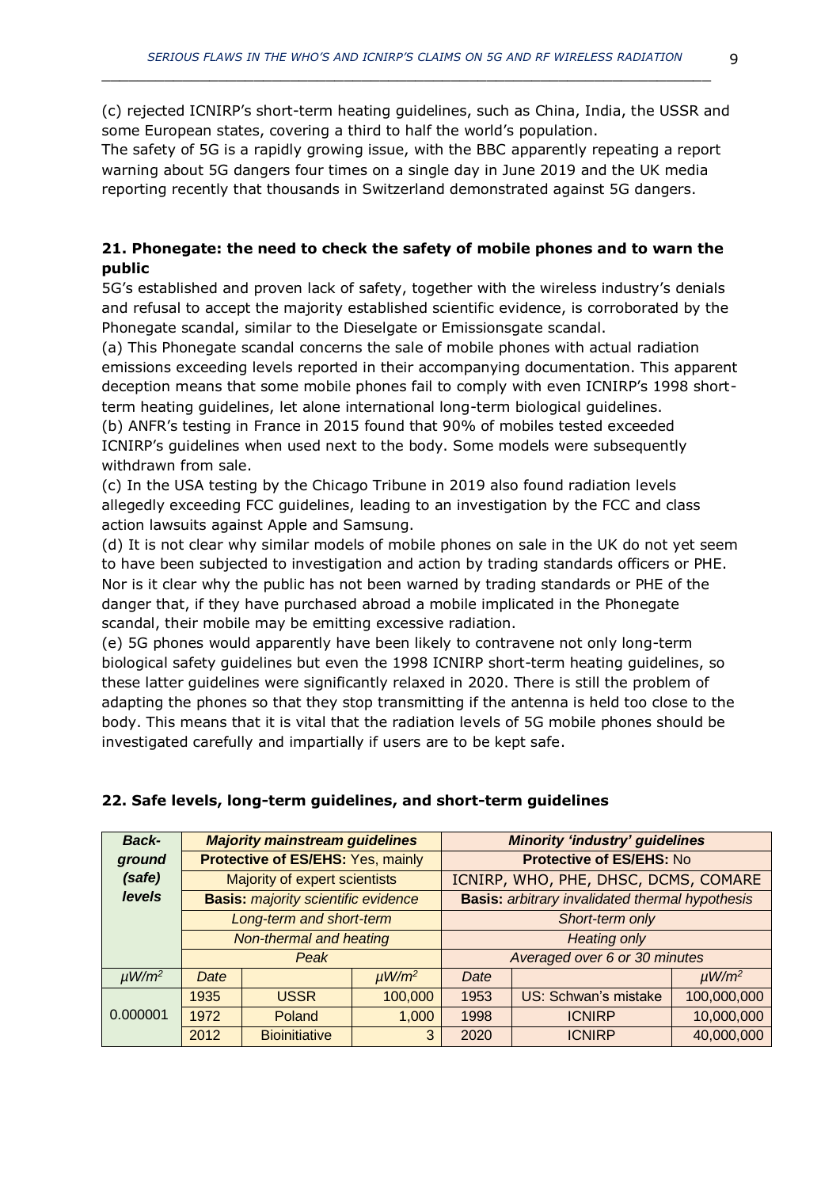(c) rejected ICNIRP's short-term heating guidelines, such as China, India, the USSR and some European states, covering a third to half the world's population.
The safety of 5G is a rapidly growing issue, with the BBC apparently repeating a report warning about 5G dangers four times on a single day in June 2019 and the UK media reporting recently that thousands in Switzerland demonstrated against 5G dangers.

## 21. Phonegate: the need to check the safety of mobile phones and to warn the public

5G's established and proven lack of safety, together with the wireless industry's denials and refusal to accept the majority established scientific evidence, is corroborated by the Phonegate scandal, similar to the Dieselgate or Emissionsgate scandal.

(a) This Phonegate scandal concerns the sale of mobile phones with actual radiation emissions exceeding levels reported in their accompanying documentation. This apparent deception means that some mobile phones fail to comply with even ICNIRP's 1998 short-term heating guidelines, let alone international long-term biological guidelines.

(b) ANFR's testing in France in 2015 found that 90% of mobiles tested exceeded ICNIRP's guidelines when used next to the body. Some models were subsequently withdrawn from sale.

(c) In the USA testing by the Chicago Tribune in 2019 also found radiation levels allegedly exceeding FCC guidelines, leading to an investigation by the FCC and class action lawsuits against Apple and Samsung.

(d) It is not clear why similar models of mobile phones on sale in the UK do not yet seem to have been subjected to investigation and action by trading standards officers or PHE. Nor is it clear why the public has not been warned by trading standards or PHE of the danger that, if they have purchased abroad a mobile implicated in the Phonegate scandal, their mobile may be emitting excessive radiation.

(e) 5G phones would apparently have been likely to contravene not only long-term biological safety guidelines but even the 1998 ICNIRP short-term heating guidelines, so these latter guidelines were significantly relaxed in 2020. There is still the problem of adapting the phones so that they stop transmitting if the antenna is held too close to the body. This means that it is vital that the radiation levels of 5G mobile phones should be investigated carefully and impartially if users are to be kept safe.

## 22. Safe levels, long-term guidelines, and short-term guidelines

| ***Back-ground (safe) levels*** | ***Majority mainstream guidelines*** | | | ***Minority 'industry' guidelines*** | | |
|---|---|---|---|---|---|---|
| | **Protective of ES/EHS:** Yes, mainly | | | **Protective of ES/EHS:** No | | |
| | Majority of expert scientists | | | ICNIRP, WHO, PHE, DHSC, DCMS, COMARE | | |
| | **Basis:** *majority scientific evidence* | | | **Basis:** *arbitrary invalidated thermal hypothesis* | | |
| | *Long-term and short-term* | | | *Short-term only* | | |
| | *Non-thermal and heating* | | | *Heating only* | | |
| | *Peak* | | | *Averaged over 6 or 30 minutes* | | |
| *μW/m²* | *Date* | | *μW/m²* | *Date* | | *μW/m²* |
| 0.000001 | 1935 | USSR | 100,000 | 1953 | US: Schwan's mistake | 100,000,000 |
| | 1972 | Poland | 1,000 | 1998 | ICNIRP | 10,000,000 |
| | 2012 | Bioinitiative | 3 | 2020 | ICNIRP | 40,000,000 |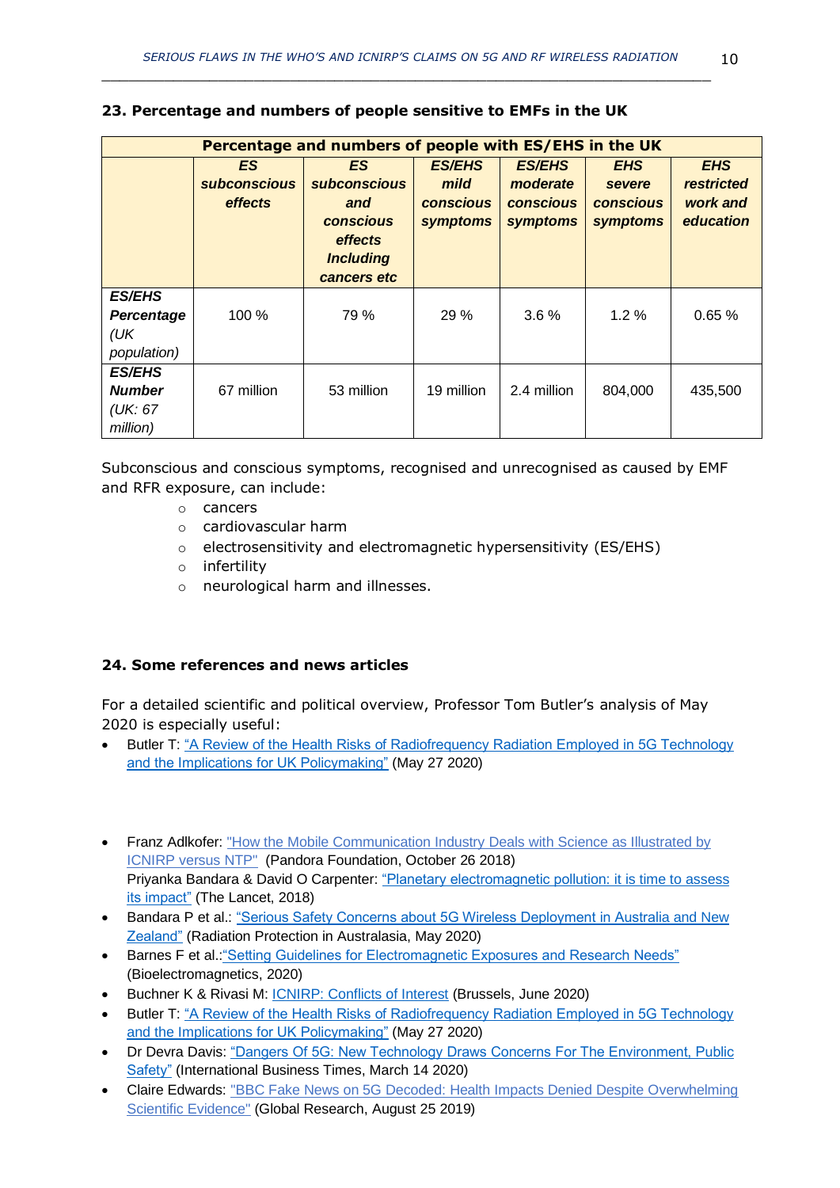## 23. Percentage and numbers of people sensitive to EMFs in the UK

| Percentage and numbers of people with ES/EHS in the UK | | | | | | |
|---|---|---|---|---|---|---|
| | ***ES subconscious effects*** | ***ES subconscious and conscious effects Including cancers etc*** | ***ES/EHS mild conscious symptoms*** | ***ES/EHS moderate conscious symptoms*** | ***EHS severe conscious symptoms*** | ***EHS restricted work and education*** |
| ***ES/EHS Percentage*** *(UK population)* | 100 % | 79 % | 29 % | 3.6 % | 1.2 % | 0.65 % |
| ***ES/EHS Number*** *(UK: 67 million)* | 67 million | 53 million | 19 million | 2.4 million | 804,000 | 435,500 |

Subconscious and conscious symptoms, recognised and unrecognised as caused by EMF and RFR exposure, can include:

- cancers
- cardiovascular harm
- electrosensitivity and electromagnetic hypersensitivity (ES/EHS)
- infertility
- neurological harm and illnesses.

## 24. Some references and news articles

For a detailed scientific and political overview, Professor Tom Butler's analysis of May 2020 is especially useful:

- Butler T: "A Review of the Health Risks of Radiofrequency Radiation Employed in 5G Technology and the Implications for UK Policymaking" (May 27 2020)

- Franz Adlkofer: "How the Mobile Communication Industry Deals with Science as Illustrated by ICNIRP versus NTP" (Pandora Foundation, October 26 2018)
  Priyanka Bandara & David O Carpenter: "Planetary electromagnetic pollution: it is time to assess its impact" (The Lancet, 2018)
- Bandara P et al.: "Serious Safety Concerns about 5G Wireless Deployment in Australia and New Zealand" (Radiation Protection in Australasia, May 2020)
- Barnes F et al.:"Setting Guidelines for Electromagnetic Exposures and Research Needs" (Bioelectromagnetics, 2020)
- Buchner K & Rivasi M: ICNIRP: Conflicts of Interest (Brussels, June 2020)
- Butler T: "A Review of the Health Risks of Radiofrequency Radiation Employed in 5G Technology and the Implications for UK Policymaking" (May 27 2020)
- Dr Devra Davis: "Dangers Of 5G: New Technology Draws Concerns For The Environment, Public Safety" (International Business Times, March 14 2020)
- Claire Edwards: "BBC Fake News on 5G Decoded: Health Impacts Denied Despite Overwhelming Scientific Evidence" (Global Research, August 25 2019)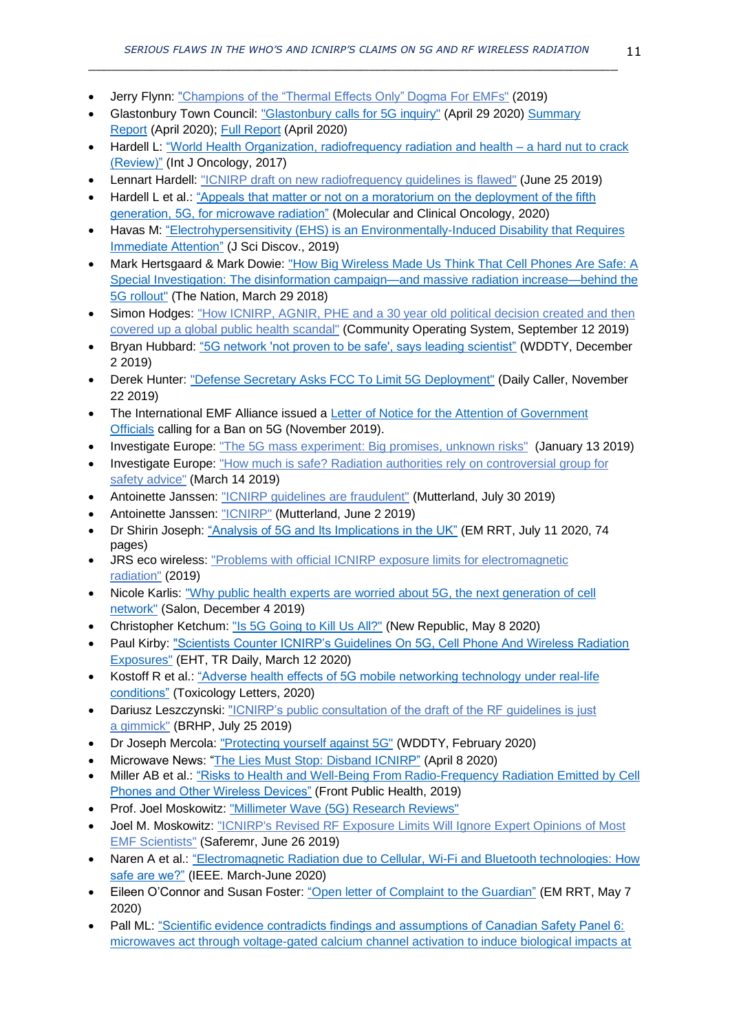- Jerry Flynn: "Champions of the "Thermal Effects Only" Dogma For EMFs" (2019)
- Glastonbury Town Council: "Glastonbury calls for 5G inquiry" (April 29 2020) Summary Report (April 2020); Full Report (April 2020)
- Hardell L: "World Health Organization, radiofrequency radiation and health – a hard nut to crack (Review)" (Int J Oncology, 2017)
- Lennart Hardell: "ICNIRP draft on new radiofrequency guidelines is flawed" (June 25 2019)
- Hardell L et al.: "Appeals that matter or not on a moratorium on the deployment of the fifth generation, 5G, for microwave radiation" (Molecular and Clinical Oncology, 2020)
- Havas M: "Electrohypersensitivity (EHS) is an Environmentally-Induced Disability that Requires Immediate Attention" (J Sci Discov., 2019)
- Mark Hertsgaard & Mark Dowie: "How Big Wireless Made Us Think That Cell Phones Are Safe: A Special Investigation: The disinformation campaign—and massive radiation increase—behind the 5G rollout" (The Nation, March 29 2018)
- Simon Hodges: "How ICNIRP, AGNIR, PHE and a 30 year old political decision created and then covered up a global public health scandal" (Community Operating System, September 12 2019)
- Bryan Hubbard: "5G network 'not proven to be safe', says leading scientist" (WDDTY, December 2 2019)
- Derek Hunter: "Defense Secretary Asks FCC To Limit 5G Deployment" (Daily Caller, November 22 2019)
- The International EMF Alliance issued a Letter of Notice for the Attention of Government Officials calling for a Ban on 5G (November 2019).
- Investigate Europe: "The 5G mass experiment: Big promises, unknown risks" (January 13 2019)
- Investigate Europe: "How much is safe? Radiation authorities rely on controversial group for safety advice" (March 14 2019)
- Antoinette Janssen: "ICNIRP guidelines are fraudulent" (Mutterland, July 30 2019)
- Antoinette Janssen: "ICNIRP" (Mutterland, June 2 2019)
- Dr Shirin Joseph: "Analysis of 5G and Its Implications in the UK" (EM RRT, July 11 2020, 74 pages)
- JRS eco wireless: "Problems with official ICNIRP exposure limits for electromagnetic radiation" (2019)
- Nicole Karlis: "Why public health experts are worried about 5G, the next generation of cell network" (Salon, December 4 2019)
- Christopher Ketchum: "Is 5G Going to Kill Us All?" (New Republic, May 8 2020)
- Paul Kirby: "Scientists Counter ICNIRP's Guidelines On 5G, Cell Phone And Wireless Radiation Exposures" (EHT, TR Daily, March 12 2020)
- Kostoff R et al.: "Adverse health effects of 5G mobile networking technology under real-life conditions" (Toxicology Letters, 2020)
- Dariusz Leszczynski: "ICNIRP's public consultation of the draft of the RF guidelines is just a gimmick" (BRHP, July 25 2019)
- Dr Joseph Mercola: "Protecting yourself against 5G" (WDDTY, February 2020)
- Microwave News: "The Lies Must Stop: Disband ICNIRP" (April 8 2020)
- Miller AB et al.: "Risks to Health and Well-Being From Radio-Frequency Radiation Emitted by Cell Phones and Other Wireless Devices" (Front Public Health, 2019)
- Prof. Joel Moskowitz: "Millimeter Wave (5G) Research Reviews"
- Joel M. Moskowitz: "ICNIRP's Revised RF Exposure Limits Will Ignore Expert Opinions of Most EMF Scientists" (Saferemr, June 26 2019)
- Naren A et al.: "Electromagnetic Radiation due to Cellular, Wi-Fi and Bluetooth technologies: How safe are we?" (IEEE. March-June 2020)
- Eileen O'Connor and Susan Foster: "Open letter of Complaint to the Guardian" (EM RRT, May 7 2020)
- Pall ML: "Scientific evidence contradicts findings and assumptions of Canadian Safety Panel 6: microwaves act through voltage-gated calcium channel activation to induce biological impacts at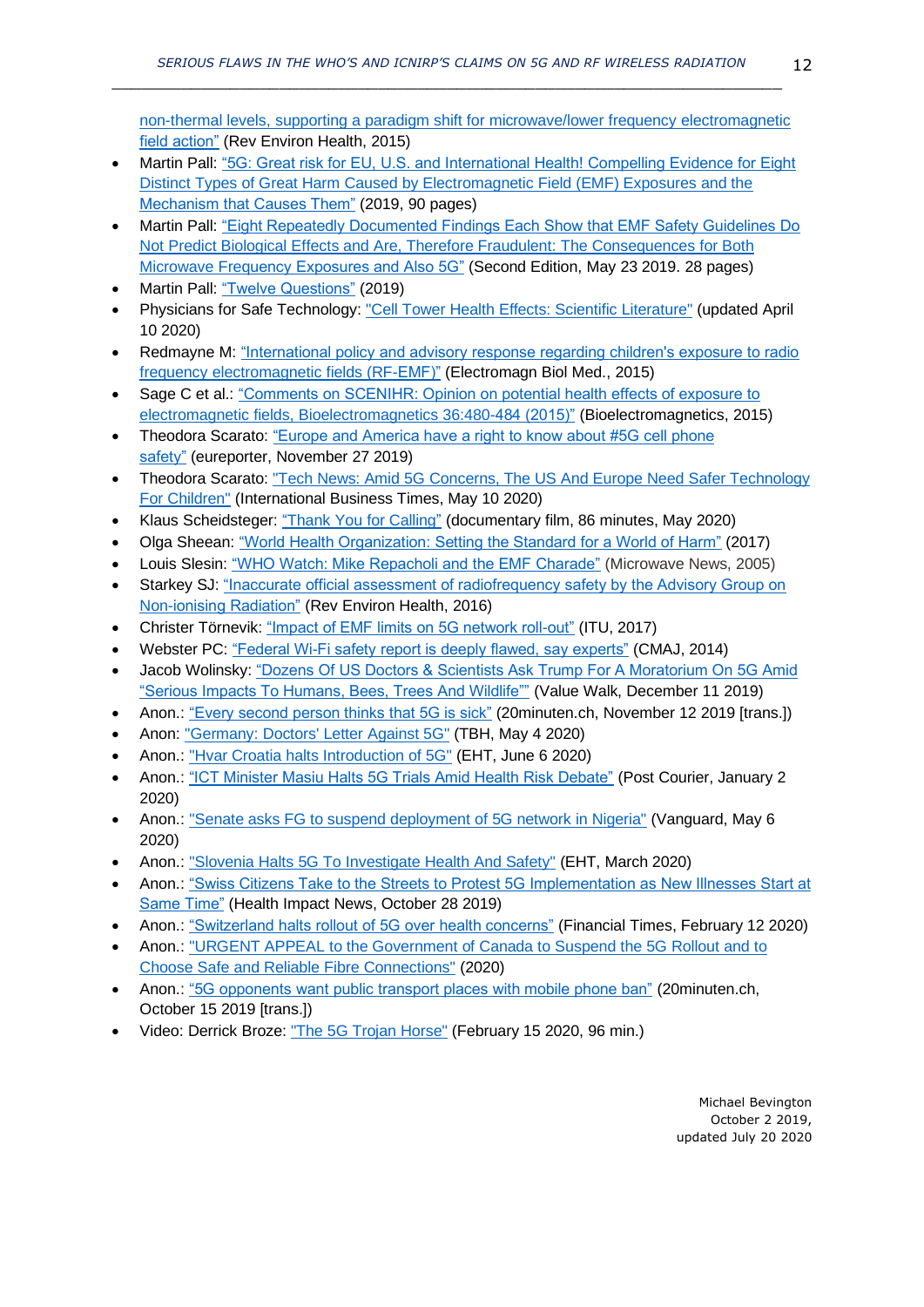non-thermal levels, supporting a paradigm shift for microwave/lower frequency electromagnetic field action" (Rev Environ Health, 2015)

- Martin Pall: "5G: Great risk for EU, U.S. and International Health! Compelling Evidence for Eight Distinct Types of Great Harm Caused by Electromagnetic Field (EMF) Exposures and the Mechanism that Causes Them" (2019, 90 pages)
- Martin Pall: "Eight Repeatedly Documented Findings Each Show that EMF Safety Guidelines Do Not Predict Biological Effects and Are, Therefore Fraudulent: The Consequences for Both Microwave Frequency Exposures and Also 5G" (Second Edition, May 23 2019. 28 pages)
- Martin Pall: "Twelve Questions" (2019)
- Physicians for Safe Technology: "Cell Tower Health Effects: Scientific Literature" (updated April 10 2020)
- Redmayne M: "International policy and advisory response regarding children's exposure to radio frequency electromagnetic fields (RF-EMF)" (Electromagn Biol Med., 2015)
- Sage C et al.: "Comments on SCENIHR: Opinion on potential health effects of exposure to electromagnetic fields, Bioelectromagnetics 36:480-484 (2015)" (Bioelectromagnetics, 2015)
- Theodora Scarato: "Europe and America have a right to know about #5G cell phone safety" (eureporter, November 27 2019)
- Theodora Scarato: "Tech News: Amid 5G Concerns, The US And Europe Need Safer Technology For Children" (International Business Times, May 10 2020)
- Klaus Scheidsteger: "Thank You for Calling" (documentary film, 86 minutes, May 2020)
- Olga Sheean: "World Health Organization: Setting the Standard for a World of Harm" (2017)
- Louis Slesin: "WHO Watch: Mike Repacholi and the EMF Charade" (Microwave News, 2005)
- Starkey SJ: "Inaccurate official assessment of radiofrequency safety by the Advisory Group on Non-ionising Radiation" (Rev Environ Health, 2016)
- Christer Törnevik: "Impact of EMF limits on 5G network roll-out" (ITU, 2017)
- Webster PC: "Federal Wi-Fi safety report is deeply flawed, say experts" (CMAJ, 2014)
- Jacob Wolinsky: "Dozens Of US Doctors & Scientists Ask Trump For A Moratorium On 5G Amid "Serious Impacts To Humans, Bees, Trees And Wildlife"" (Value Walk, December 11 2019)
- Anon.: "Every second person thinks that 5G is sick" (20minuten.ch, November 12 2019 [trans.])
- Anon: "Germany: Doctors' Letter Against 5G" (TBH, May 4 2020)
- Anon.: "Hvar Croatia halts Introduction of 5G" (EHT, June 6 2020)
- Anon.: "ICT Minister Masiu Halts 5G Trials Amid Health Risk Debate" (Post Courier, January 2 2020)
- Anon.: "Senate asks FG to suspend deployment of 5G network in Nigeria" (Vanguard, May 6 2020)
- Anon.: "Slovenia Halts 5G To Investigate Health And Safety" (EHT, March 2020)
- Anon.: "Swiss Citizens Take to the Streets to Protest 5G Implementation as New Illnesses Start at Same Time" (Health Impact News, October 28 2019)
- Anon.: "Switzerland halts rollout of 5G over health concerns" (Financial Times, February 12 2020)
- Anon.: "URGENT APPEAL to the Government of Canada to Suspend the 5G Rollout and to Choose Safe and Reliable Fibre Connections" (2020)
- Anon.: "5G opponents want public transport places with mobile phone ban" (20minuten.ch, October 15 2019 [trans.])
- Video: Derrick Broze: "The 5G Trojan Horse" (February 15 2020, 96 min.)

Michael Bevington
October 2 2019,
updated July 20 2020